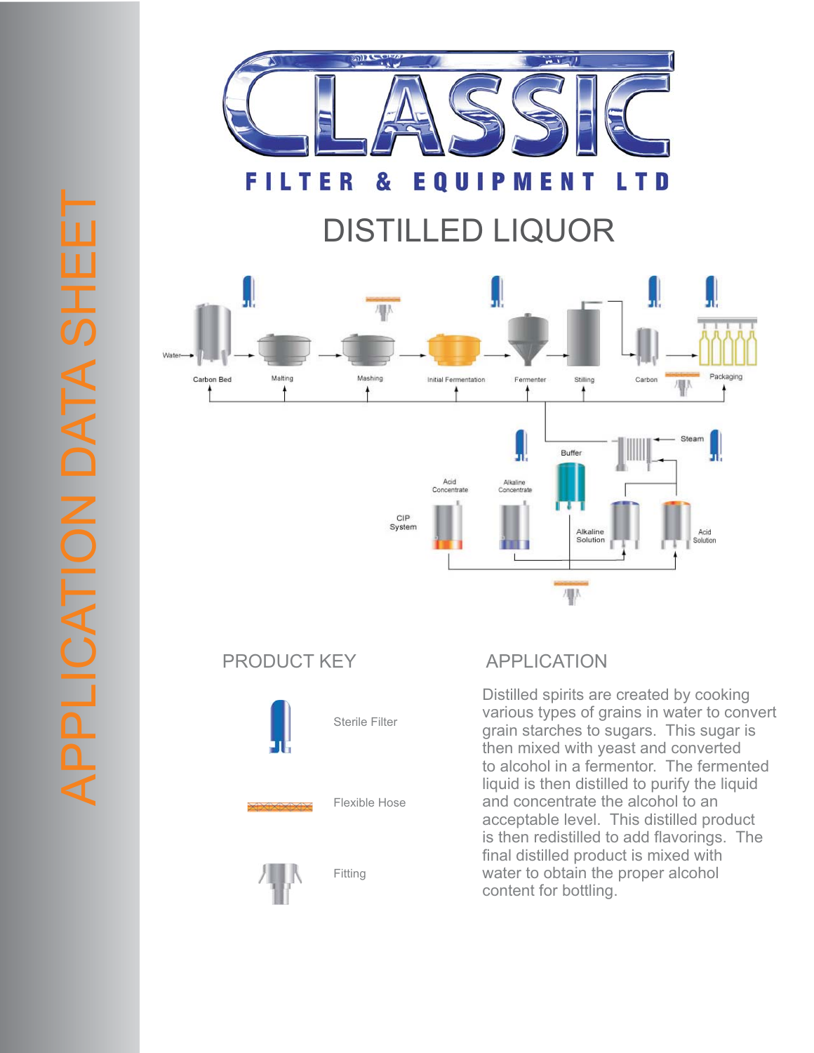# CLASSIC

FILTER & EQUIPMENT LTD

APPLICATION DATA SHEET

# DISTILLED LIQUOR

Water

Carbon Bed

Malting

Mashing

Initial Fermentation

Fermenter

Stilling

Carbon

Packaging

Steam

Buffer

Acid Concentrate

Alkaline Concentrate

CIP System

Alkaline Solution

Acid Solution

## PRODUCT KEY

Sterile Filter

Flexible Hose

Fitting

## APPLICATION

Distilled spirits are created by cooking various types of grains in water to convert grain starches to sugars. This sugar is then mixed with yeast and converted to alcohol in a fermentor. The fermented liquid is then distilled to purify the liquid and concentrate the alcohol to an acceptable level. This distilled product is then redistilled to add flavorings. The final distilled product is mixed with water to obtain the proper alcohol content for bottling.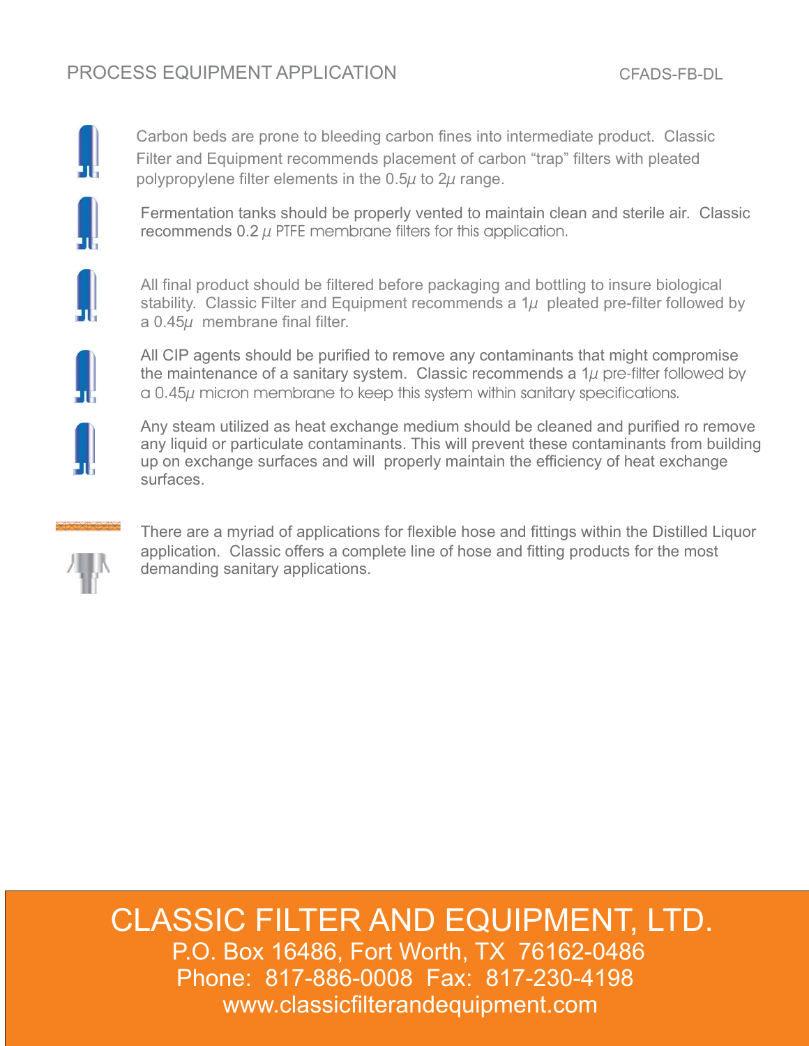## PROCESS EQUIPMENT APPLICATION

CFADS-FB-DL

Carbon beds are prone to bleeding carbon fines into intermediate product. Classic Filter and Equipment recommends placement of carbon “trap” filters with pleated polypropylene filter elements in the 0.5$\mu$ to 2$\mu$ range.

Fermentation tanks should be properly vented to maintain clean and sterile air. Classic recommends 0.2 $\mu$ PTFE membrane filters for this application.

All final product should be filtered before packaging and bottling to insure biological stability. Classic Filter and Equipment recommends a 1$\mu$ pleated pre-filter followed by a 0.45$\mu$ membrane final filter.

All CIP agents should be purified to remove any contaminants that might compromise the maintenance of a sanitary system. Classic recommends a 1$\mu$ pre-filter followed by a 0.45$\mu$ micron membrane to keep this system within sanitary specifications.

Any steam utilized as heat exchange medium should be cleaned and purified ro remove any liquid or particulate contaminants. This will prevent these contaminants from building up on exchange surfaces and will properly maintain the efficiency of heat exchange surfaces.

There are a myriad of applications for flexible hose and fittings within the Distilled Liquor application. Classic offers a complete line of hose and fitting products for the most demanding sanitary applications.

# CLASSIC FILTER AND EQUIPMENT, LTD.

P.O. Box 16486, Fort Worth, TX 76162-0486

Phone: 817-886-0008 Fax: 817-230-4198

www.classicfilterandequipment.com